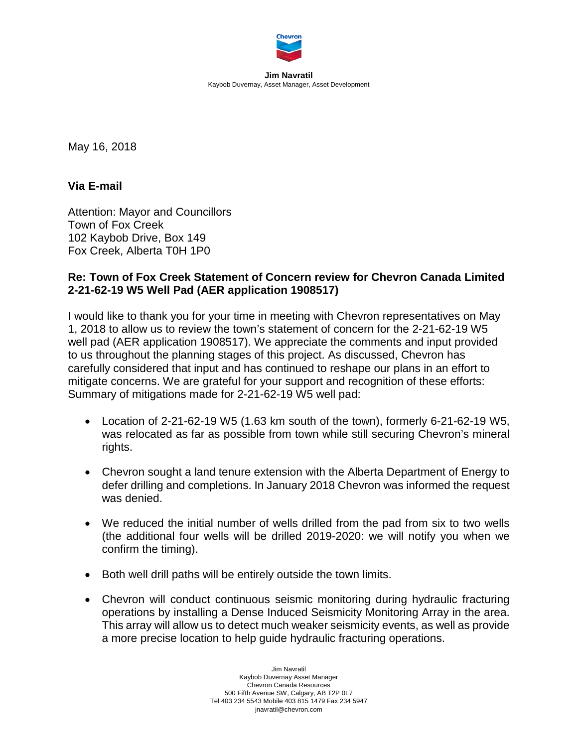**Jim Navratil**
Kaybob Duvernay, Asset Manager, Asset Development

May 16, 2018

**Via E-mail**

Attention: Mayor and Councillors
Town of Fox Creek
102 Kaybob Drive, Box 149
Fox Creek, Alberta T0H 1P0

**Re: Town of Fox Creek Statement of Concern review for Chevron Canada Limited 2-21-62-19 W5 Well Pad (AER application 1908517)**

I would like to thank you for your time in meeting with Chevron representatives on May 1, 2018 to allow us to review the town's statement of concern for the 2-21-62-19 W5 well pad (AER application 1908517). We appreciate the comments and input provided to us throughout the planning stages of this project. As discussed, Chevron has carefully considered that input and has continued to reshape our plans in an effort to mitigate concerns. We are grateful for your support and recognition of these efforts: Summary of mitigations made for 2-21-62-19 W5 well pad:

- Location of 2-21-62-19 W5 (1.63 km south of the town), formerly 6-21-62-19 W5, was relocated as far as possible from town while still securing Chevron's mineral rights.
- Chevron sought a land tenure extension with the Alberta Department of Energy to defer drilling and completions. In January 2018 Chevron was informed the request was denied.
- We reduced the initial number of wells drilled from the pad from six to two wells (the additional four wells will be drilled 2019-2020: we will notify you when we confirm the timing).
- Both well drill paths will be entirely outside the town limits.
- Chevron will conduct continuous seismic monitoring during hydraulic fracturing operations by installing a Dense Induced Seismicity Monitoring Array in the area. This array will allow us to detect much weaker seismicity events, as well as provide a more precise location to help guide hydraulic fracturing operations.

Jim Navratil
Kaybob Duvernay Asset Manager
Chevron Canada Resources
500 Fifth Avenue SW, Calgary, AB T2P 0L7
Tel 403 234 5543 Mobile 403 815 1479 Fax 234 5947
jnavratil@chevron.com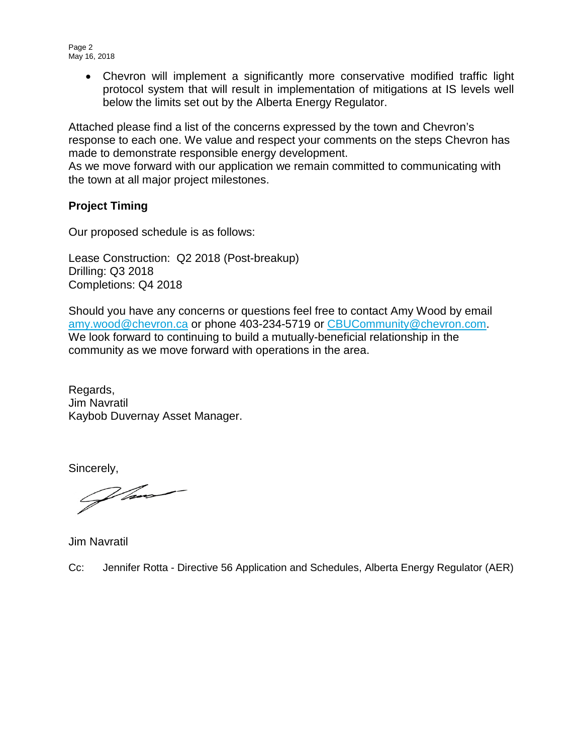- Chevron will implement a significantly more conservative modified traffic light protocol system that will result in implementation of mitigations at IS levels well below the limits set out by the Alberta Energy Regulator.

Attached please find a list of the concerns expressed by the town and Chevron's response to each one. We value and respect your comments on the steps Chevron has made to demonstrate responsible energy development.

As we move forward with our application we remain committed to communicating with the town at all major project milestones.

**Project Timing**

Our proposed schedule is as follows:

Lease Construction: Q2 2018 (Post-breakup)
Drilling: Q3 2018
Completions: Q4 2018

Should you have any concerns or questions feel free to contact Amy Wood by email amy.wood@chevron.ca or phone 403-234-5719 or CBUCommunity@chevron.com. We look forward to continuing to build a mutually-beneficial relationship in the community as we move forward with operations in the area.

Regards,
Jim Navratil
Kaybob Duvernay Asset Manager.

Sincerely,

Jim Navratil

Cc: Jennifer Rotta - Directive 56 Application and Schedules, Alberta Energy Regulator (AER)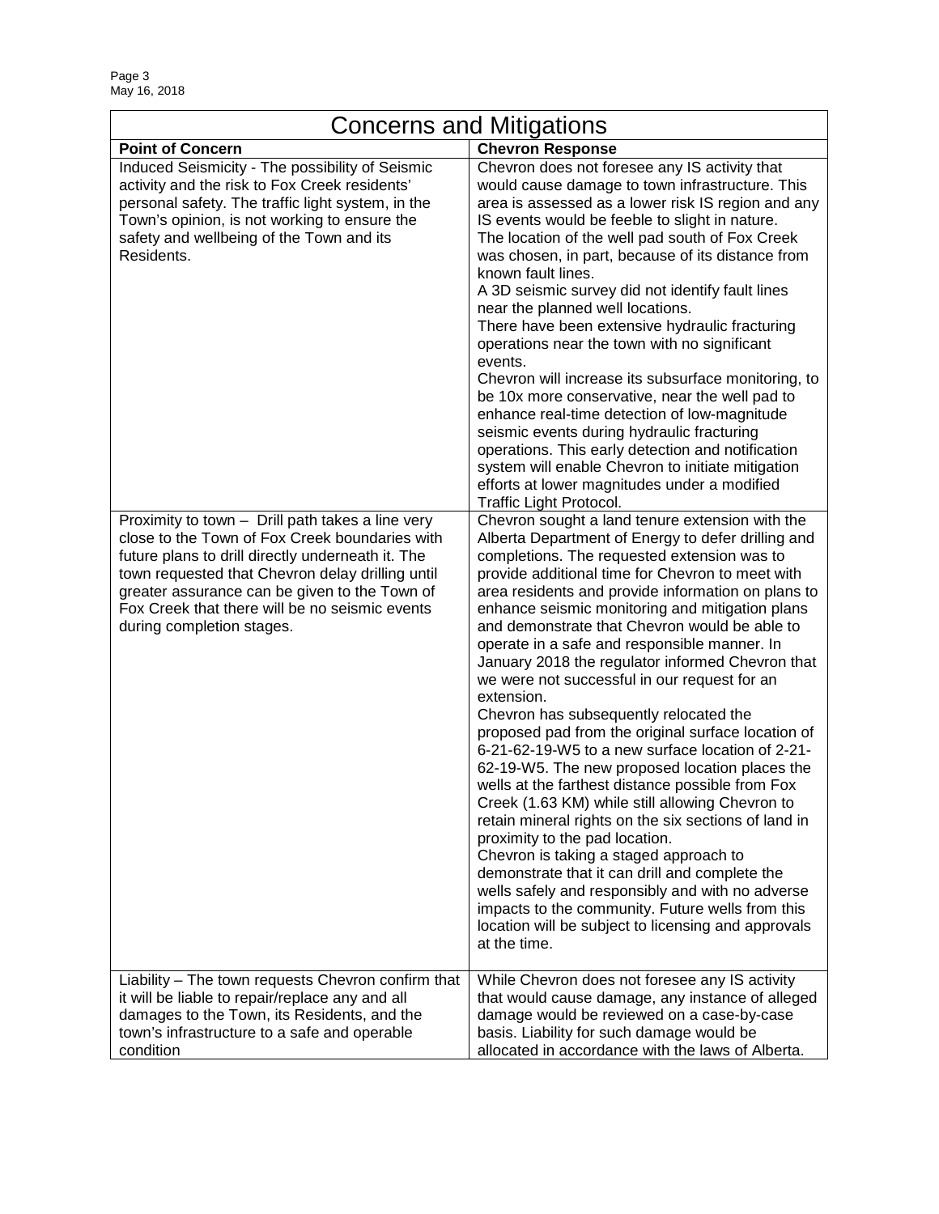| Concerns and Mitigations | |
|---|---|
| **Point of Concern** | **Chevron Response** |
| Induced Seismicity - The possibility of Seismic activity and the risk to Fox Creek residents' personal safety. The traffic light system, in the Town's opinion, is not working to ensure the safety and wellbeing of the Town and its Residents. | Chevron does not foresee any IS activity that would cause damage to town infrastructure. This area is assessed as a lower risk IS region and any IS events would be feeble to slight in nature. The location of the well pad south of Fox Creek was chosen, in part, because of its distance from known fault lines. A 3D seismic survey did not identify fault lines near the planned well locations. There have been extensive hydraulic fracturing operations near the town with no significant events. Chevron will increase its subsurface monitoring, to be 10x more conservative, near the well pad to enhance real-time detection of low-magnitude seismic events during hydraulic fracturing operations. This early detection and notification system will enable Chevron to initiate mitigation efforts at lower magnitudes under a modified Traffic Light Protocol. |
| Proximity to town – Drill path takes a line very close to the Town of Fox Creek boundaries with future plans to drill directly underneath it. The town requested that Chevron delay drilling until greater assurance can be given to the Town of Fox Creek that there will be no seismic events during completion stages. | Chevron sought a land tenure extension with the Alberta Department of Energy to defer drilling and completions. The requested extension was to provide additional time for Chevron to meet with area residents and provide information on plans to enhance seismic monitoring and mitigation plans and demonstrate that Chevron would be able to operate in a safe and responsible manner. In January 2018 the regulator informed Chevron that we were not successful in our request for an extension. Chevron has subsequently relocated the proposed pad from the original surface location of 6-21-62-19-W5 to a new surface location of 2-21-62-19-W5. The new proposed location places the wells at the farthest distance possible from Fox Creek (1.63 KM) while still allowing Chevron to retain mineral rights on the six sections of land in proximity to the pad location. Chevron is taking a staged approach to demonstrate that it can drill and complete the wells safely and responsibly and with no adverse impacts to the community. Future wells from this location will be subject to licensing and approvals at the time. |
| Liability – The town requests Chevron confirm that it will be liable to repair/replace any and all damages to the Town, its Residents, and the town's infrastructure to a safe and operable condition | While Chevron does not foresee any IS activity that would cause damage, any instance of alleged damage would be reviewed on a case-by-case basis. Liability for such damage would be allocated in accordance with the laws of Alberta. |